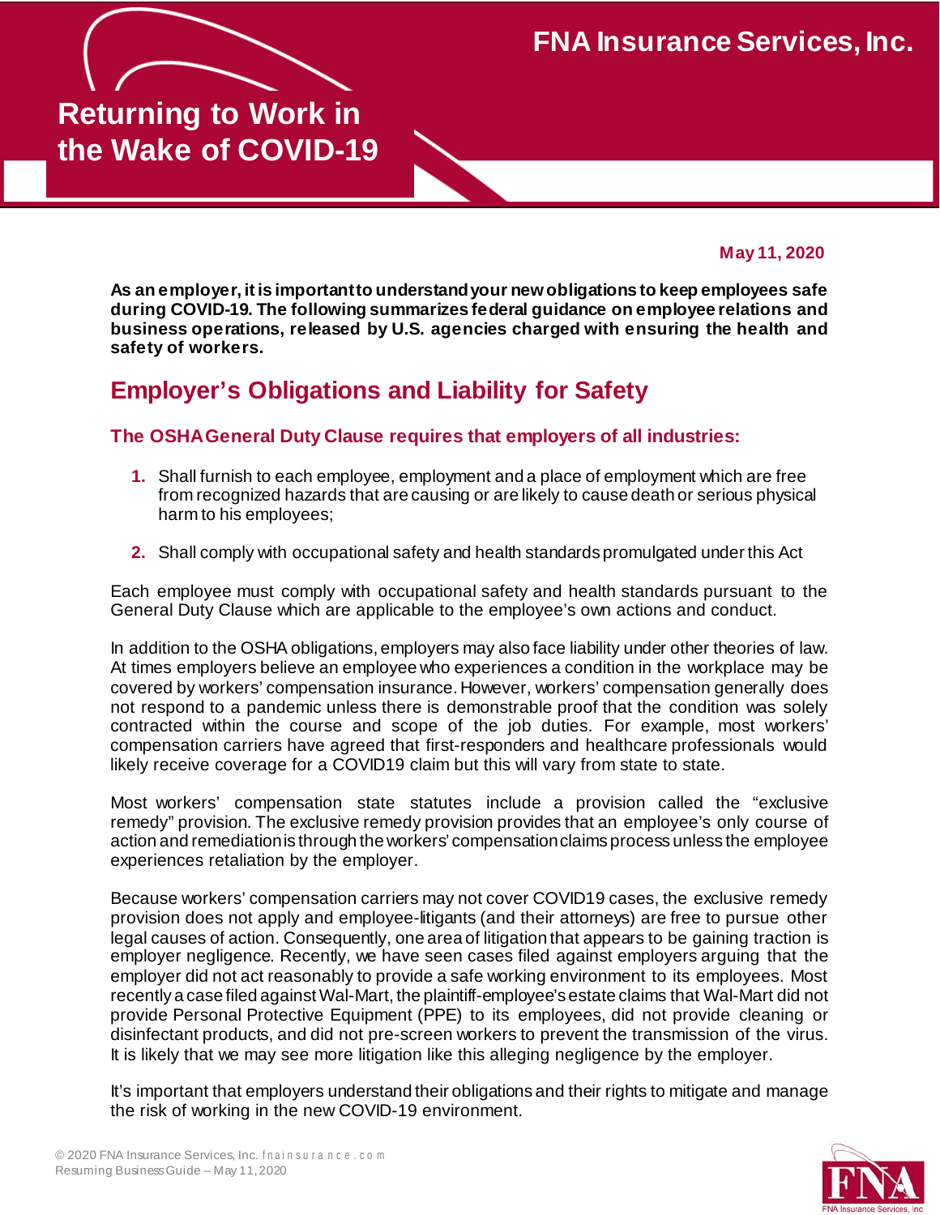# Returning to Work in the Wake of COVID-19

FNA Insurance Services, Inc.

**May 11, 2020**

**As an employer, it is important to understand your new obligations to keep employees safe during COVID-19. The following summarizes federal guidance on employee relations and business operations, released by U.S. agencies charged with ensuring the health and safety of workers.**

## Employer's Obligations and Liability for Safety

### The OSHA General Duty Clause requires that employers of all industries:

1. Shall furnish to each employee, employment and a place of employment which are free from recognized hazards that are causing or are likely to cause death or serious physical harm to his employees;
2. Shall comply with occupational safety and health standards promulgated under this Act

Each employee must comply with occupational safety and health standards pursuant to the General Duty Clause which are applicable to the employee's own actions and conduct.

In addition to the OSHA obligations, employers may also face liability under other theories of law. At times employers believe an employee who experiences a condition in the workplace may be covered by workers' compensation insurance. However, workers' compensation generally does not respond to a pandemic unless there is demonstrable proof that the condition was solely contracted within the course and scope of the job duties. For example, most workers' compensation carriers have agreed that first-responders and healthcare professionals would likely receive coverage for a COVID19 claim but this will vary from state to state.

Most workers' compensation state statutes include a provision called the "exclusive remedy" provision. The exclusive remedy provision provides that an employee's only course of action and remediation is through the workers' compensation claims process unless the employee experiences retaliation by the employer.

Because workers' compensation carriers may not cover COVID19 cases, the exclusive remedy provision does not apply and employee-litigants (and their attorneys) are free to pursue other legal causes of action. Consequently, one area of litigation that appears to be gaining traction is employer negligence. Recently, we have seen cases filed against employers arguing that the employer did not act reasonably to provide a safe working environment to its employees. Most recently a case filed against Wal-Mart, the plaintiff-employee's estate claims that Wal-Mart did not provide Personal Protective Equipment (PPE) to its employees, did not provide cleaning or disinfectant products, and did not pre-screen workers to prevent the transmission of the virus. It is likely that we may see more litigation like this alleging negligence by the employer.

It's important that employers understand their obligations and their rights to mitigate and manage the risk of working in the new COVID-19 environment.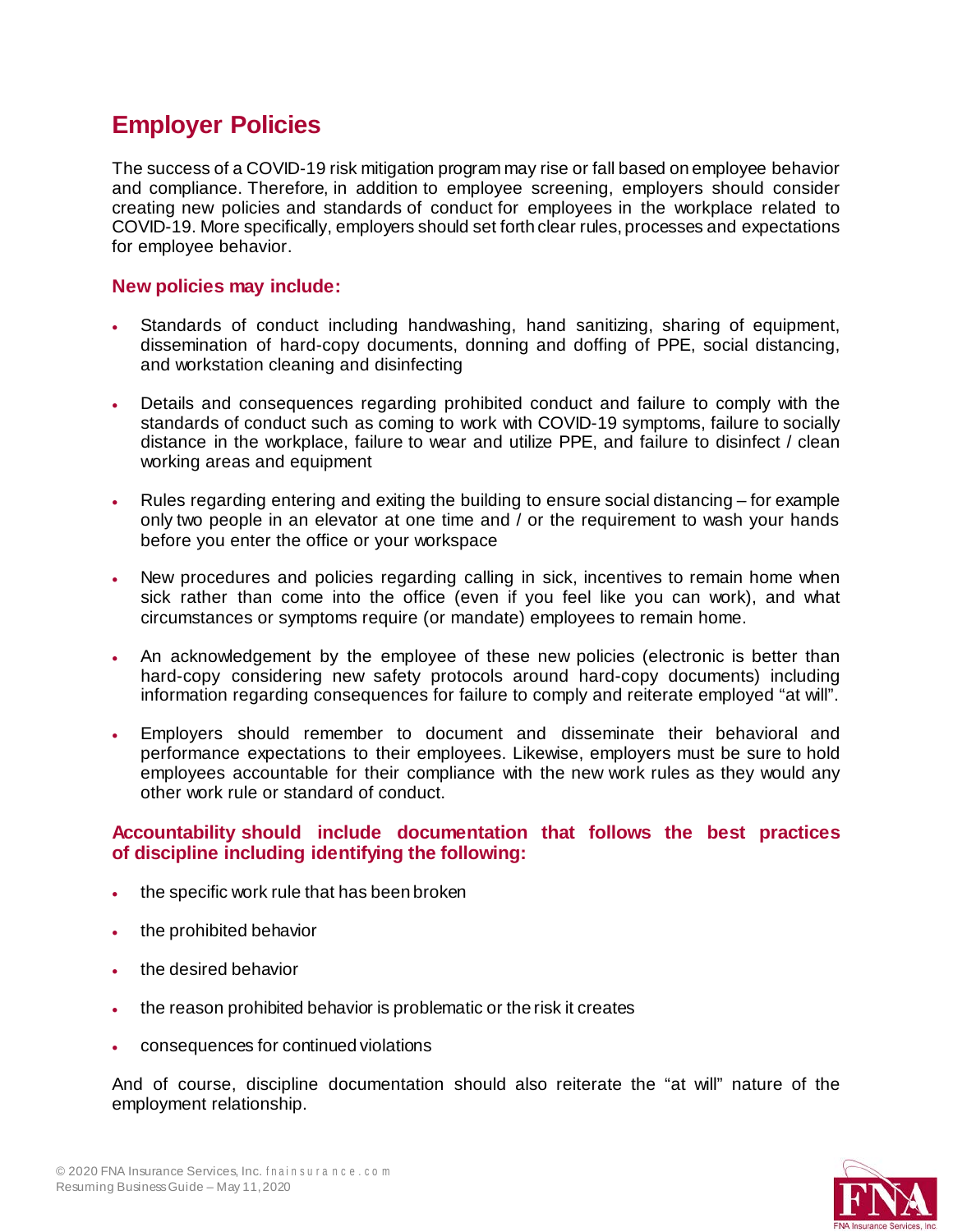# Employer Policies

The success of a COVID-19 risk mitigation program may rise or fall based on employee behavior and compliance. Therefore, in addition to employee screening, employers should consider creating new policies and standards of conduct for employees in the workplace related to COVID-19. More specifically, employers should set forth clear rules, processes and expectations for employee behavior.

### New policies may include:

- Standards of conduct including handwashing, hand sanitizing, sharing of equipment, dissemination of hard-copy documents, donning and doffing of PPE, social distancing, and workstation cleaning and disinfecting
- Details and consequences regarding prohibited conduct and failure to comply with the standards of conduct such as coming to work with COVID-19 symptoms, failure to socially distance in the workplace, failure to wear and utilize PPE, and failure to disinfect / clean working areas and equipment
- Rules regarding entering and exiting the building to ensure social distancing – for example only two people in an elevator at one time and / or the requirement to wash your hands before you enter the office or your workspace
- New procedures and policies regarding calling in sick, incentives to remain home when sick rather than come into the office (even if you feel like you can work), and what circumstances or symptoms require (or mandate) employees to remain home.
- An acknowledgement by the employee of these new policies (electronic is better than hard-copy considering new safety protocols around hard-copy documents) including information regarding consequences for failure to comply and reiterate employed "at will".
- Employers should remember to document and disseminate their behavioral and performance expectations to their employees. Likewise, employers must be sure to hold employees accountable for their compliance with the new work rules as they would any other work rule or standard of conduct.

### Accountability should include documentation that follows the best practices of discipline including identifying the following:

- the specific work rule that has been broken
- the prohibited behavior
- the desired behavior
- the reason prohibited behavior is problematic or the risk it creates
- consequences for continued violations

And of course, discipline documentation should also reiterate the "at will" nature of the employment relationship.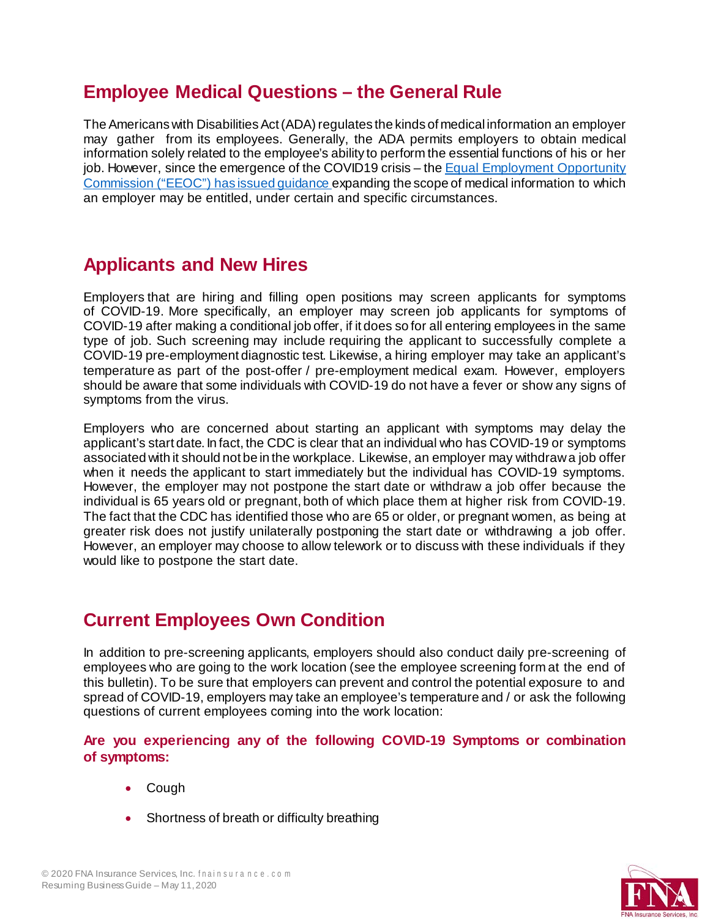## Employee Medical Questions – the General Rule

The Americans with Disabilities Act (ADA) regulates the kinds of medical information an employer may gather from its employees. Generally, the ADA permits employers to obtain medical information solely related to the employee's ability to perform the essential functions of his or her job. However, since the emergence of the COVID19 crisis – the [Equal Employment Opportunity Commission ("EEOC") has issued guidance](#) expanding the scope of medical information to which an employer may be entitled, under certain and specific circumstances.

## Applicants and New Hires

Employers that are hiring and filling open positions may screen applicants for symptoms of COVID-19. More specifically, an employer may screen job applicants for symptoms of COVID-19 after making a conditional job offer, if it does so for all entering employees in the same type of job. Such screening may include requiring the applicant to successfully complete a COVID-19 pre-employment diagnostic test. Likewise, a hiring employer may take an applicant's temperature as part of the post-offer / pre-employment medical exam. However, employers should be aware that some individuals with COVID-19 do not have a fever or show any signs of symptoms from the virus.

Employers who are concerned about starting an applicant with symptoms may delay the applicant's start date. In fact, the CDC is clear that an individual who has COVID-19 or symptoms associated with it should not be in the workplace. Likewise, an employer may withdraw a job offer when it needs the applicant to start immediately but the individual has COVID-19 symptoms. However, the employer may not postpone the start date or withdraw a job offer because the individual is 65 years old or pregnant, both of which place them at higher risk from COVID-19. The fact that the CDC has identified those who are 65 or older, or pregnant women, as being at greater risk does not justify unilaterally postponing the start date or withdrawing a job offer. However, an employer may choose to allow telework or to discuss with these individuals if they would like to postpone the start date.

## Current Employees Own Condition

In addition to pre-screening applicants, employers should also conduct daily pre-screening of employees who are going to the work location (see the employee screening form at the end of this bulletin). To be sure that employers can prevent and control the potential exposure to and spread of COVID-19, employers may take an employee's temperature and / or ask the following questions of current employees coming into the work location:

**Are you experiencing any of the following COVID-19 Symptoms or combination of symptoms:**

- Cough
- Shortness of breath or difficulty breathing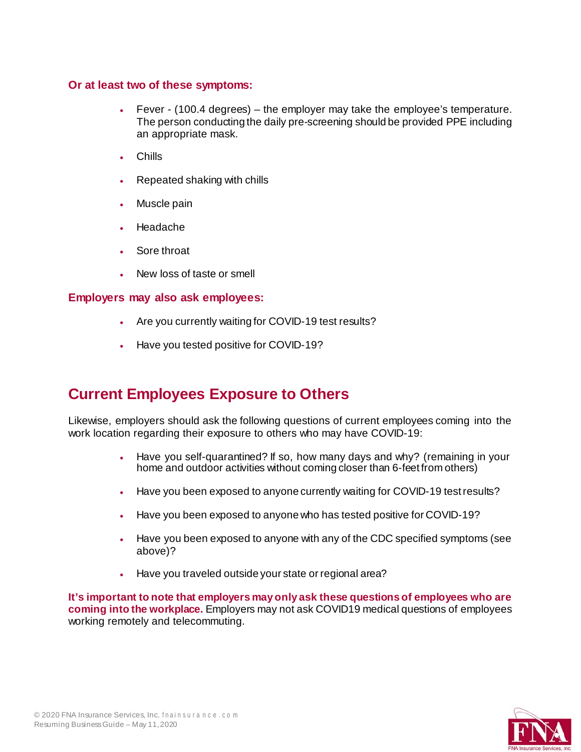**Or at least two of these symptoms:**

- Fever - (100.4 degrees) – the employer may take the employee's temperature. The person conducting the daily pre-screening should be provided PPE including an appropriate mask.
- Chills
- Repeated shaking with chills
- Muscle pain
- Headache
- Sore throat
- New loss of taste or smell

**Employers may also ask employees:**

- Are you currently waiting for COVID-19 test results?
- Have you tested positive for COVID-19?

## Current Employees Exposure to Others

Likewise, employers should ask the following questions of current employees coming into the work location regarding their exposure to others who may have COVID-19:

- Have you self-quarantined? If so, how many days and why? (remaining in your home and outdoor activities without coming closer than 6-feet from others)
- Have you been exposed to anyone currently waiting for COVID-19 test results?
- Have you been exposed to anyone who has tested positive for COVID-19?
- Have you been exposed to anyone with any of the CDC specified symptoms (see above)?
- Have you traveled outside your state or regional area?

**It's important to note that employers may only ask these questions of employees who are coming into the workplace.** Employers may not ask COVID19 medical questions of employees working remotely and telecommuting.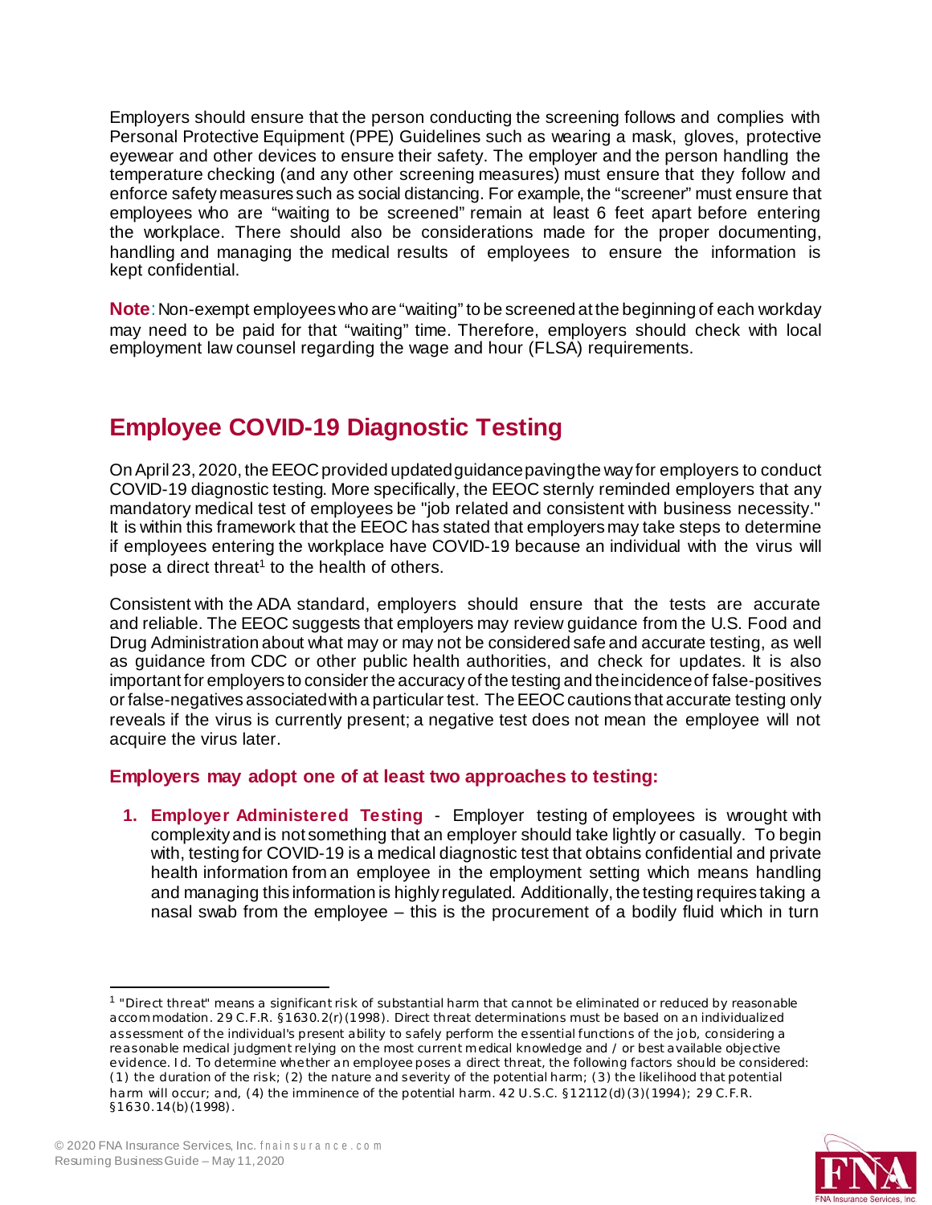Employers should ensure that the person conducting the screening follows and complies with Personal Protective Equipment (PPE) Guidelines such as wearing a mask, gloves, protective eyewear and other devices to ensure their safety. The employer and the person handling the temperature checking (and any other screening measures) must ensure that they follow and enforce safety measures such as social distancing. For example, the "screener" must ensure that employees who are "waiting to be screened" remain at least 6 feet apart before entering the workplace. There should also be considerations made for the proper documenting, handling and managing the medical results of employees to ensure the information is kept confidential.

**Note**: Non-exempt employees who are "waiting" to be screened at the beginning of each workday may need to be paid for that "waiting" time. Therefore, employers should check with local employment law counsel regarding the wage and hour (FLSA) requirements.

## Employee COVID-19 Diagnostic Testing

On April 23, 2020, the EEOC provided updated guidance paving the way for employers to conduct COVID-19 diagnostic testing. More specifically, the EEOC sternly reminded employers that any mandatory medical test of employees be "job related and consistent with business necessity." It is within this framework that the EEOC has stated that employers may take steps to determine if employees entering the workplace have COVID-19 because an individual with the virus will pose a direct threat[1] to the health of others.

Consistent with the ADA standard, employers should ensure that the tests are accurate and reliable. The EEOC suggests that employers may review guidance from the U.S. Food and Drug Administration about what may or may not be considered safe and accurate testing, as well as guidance from CDC or other public health authorities, and check for updates. It is also important for employers to consider the accuracy of the testing and the incidence of false-positives or false-negatives associated with a particular test. The EEOC cautions that accurate testing only reveals if the virus is currently present; a negative test does not mean the employee will not acquire the virus later.

### Employers may adopt one of at least two approaches to testing:

1. **Employer Administered Testing** - Employer testing of employees is wrought with complexity and is not something that an employer should take lightly or casually. To begin with, testing for COVID-19 is a medical diagnostic test that obtains confidential and private health information from an employee in the employment setting which means handling and managing this information is highly regulated. Additionally, the testing requires taking a nasal swab from the employee – this is the procurement of a bodily fluid which in turn

---

[1] "Direct threat" means a significant risk of substantial harm that cannot be eliminated or reduced by reasonable accommodation. 29 C.F.R. §1630.2(r)(1998). Direct threat determinations must be based on an individualized assessment of the individual's present ability to safely perform the essential functions of the job, considering a reasonable medical judgment relying on the most current medical knowledge and / or best available objective evidence. Id. To determine whether an employee poses a direct threat, the following factors should be considered: (1) the duration of the risk; (2) the nature and severity of the potential harm; (3) the likelihood that potential harm will occur; and, (4) the imminence of the potential harm. 42 U.S.C. §12112(d)(3)(1994); 29 C.F.R. §1630.14(b)(1998).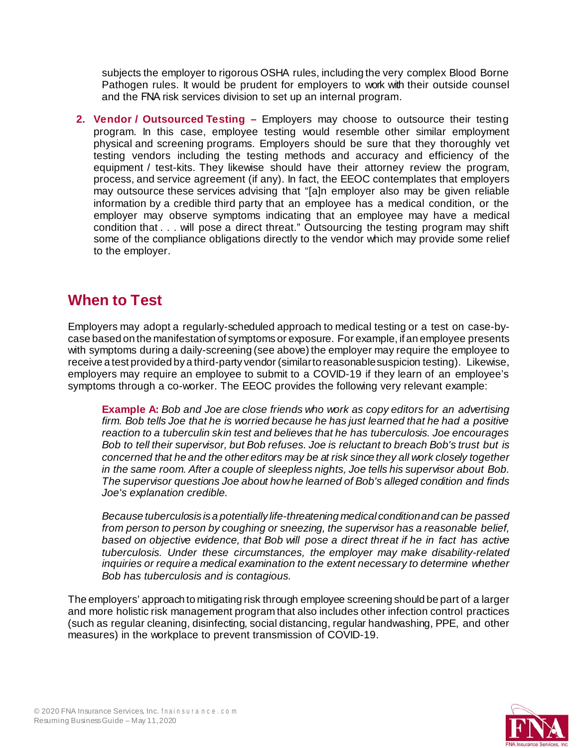subjects the employer to rigorous OSHA rules, including the very complex Blood Borne Pathogen rules. It would be prudent for employers to work with their outside counsel and the FNA risk services division to set up an internal program.

2. **Vendor / Outsourced Testing –** Employers may choose to outsource their testing program. In this case, employee testing would resemble other similar employment physical and screening programs. Employers should be sure that they thoroughly vet testing vendors including the testing methods and accuracy and efficiency of the equipment / test-kits. They likewise should have their attorney review the program, process, and service agreement (if any). In fact, the EEOC contemplates that employers may outsource these services advising that "[a]n employer also may be given reliable information by a credible third party that an employee has a medical condition, or the employer may observe symptoms indicating that an employee may have a medical condition that . . . will pose a direct threat." Outsourcing the testing program may shift some of the compliance obligations directly to the vendor which may provide some relief to the employer.

## When to Test

Employers may adopt a regularly-scheduled approach to medical testing or a test on case-by-case based on the manifestation of symptoms or exposure. For example, if an employee presents with symptoms during a daily-screening (see above) the employer may require the employee to receive a test provided by a third-party vendor (similar to reasonable suspicion testing). Likewise, employers may require an employee to submit to a COVID-19 if they learn of an employee's symptoms through a co-worker. The EEOC provides the following very relevant example:

> **Example A:** *Bob and Joe are close friends who work as copy editors for an advertising firm. Bob tells Joe that he is worried because he has just learned that he had a positive reaction to a tuberculin skin test and believes that he has tuberculosis. Joe encourages Bob to tell their supervisor, but Bob refuses. Joe is reluctant to breach Bob's trust but is concerned that he and the other editors may be at risk since they all work closely together in the same room. After a couple of sleepless nights, Joe tells his supervisor about Bob. The supervisor questions Joe about how he learned of Bob's alleged condition and finds Joe's explanation credible.*
>
> *Because tuberculosis is a potentially life-threatening medical condition and can be passed from person to person by coughing or sneezing, the supervisor has a reasonable belief, based on objective evidence, that Bob will pose a direct threat if he in fact has active tuberculosis. Under these circumstances, the employer may make disability-related inquiries or require a medical examination to the extent necessary to determine whether Bob has tuberculosis and is contagious.*

The employers' approach to mitigating risk through employee screening should be part of a larger and more holistic risk management program that also includes other infection control practices (such as regular cleaning, disinfecting, social distancing, regular handwashing, PPE, and other measures) in the workplace to prevent transmission of COVID-19.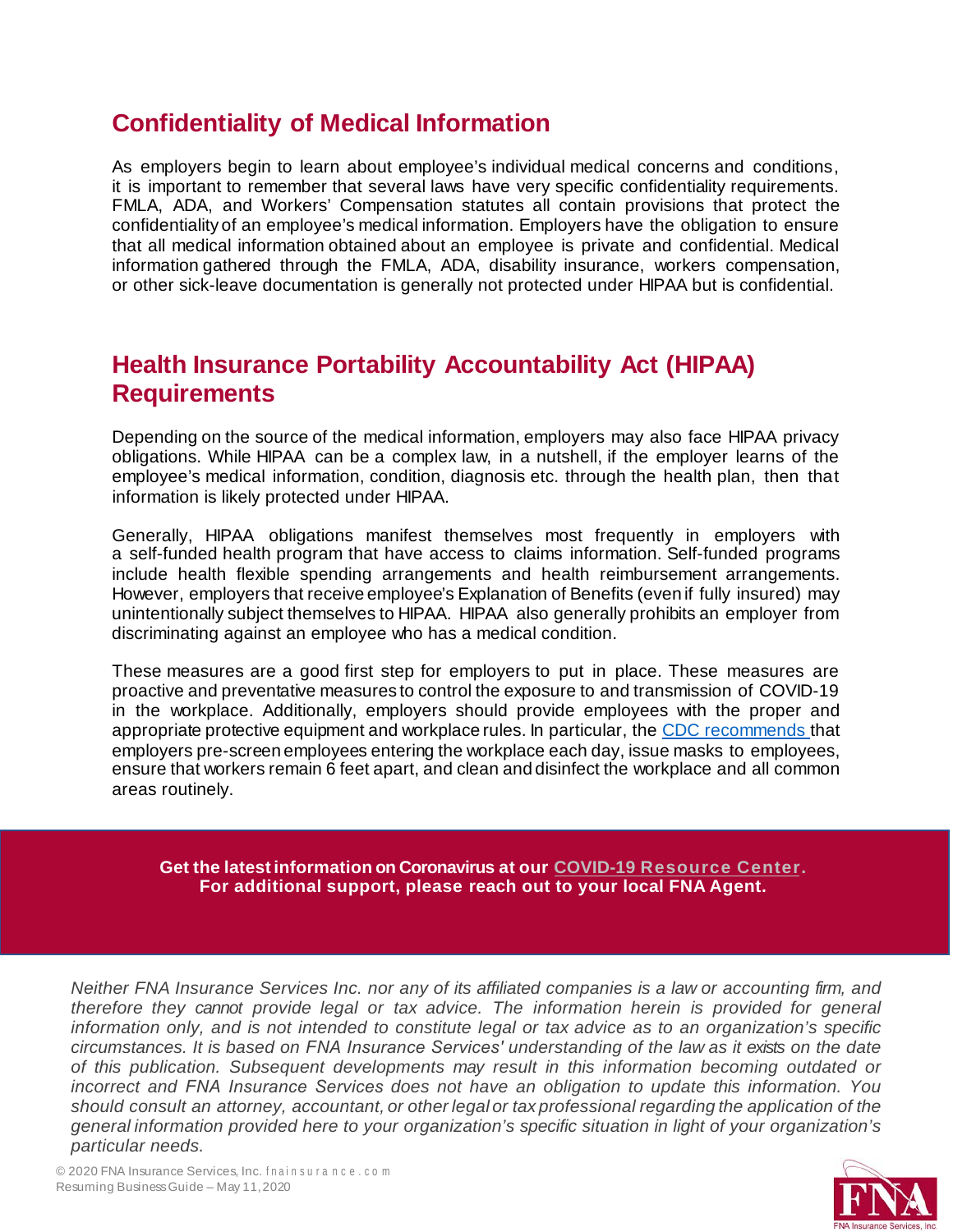## Confidentiality of Medical Information

As employers begin to learn about employee's individual medical concerns and conditions, it is important to remember that several laws have very specific confidentiality requirements. FMLA, ADA, and Workers' Compensation statutes all contain provisions that protect the confidentiality of an employee's medical information. Employers have the obligation to ensure that all medical information obtained about an employee is private and confidential. Medical information gathered through the FMLA, ADA, disability insurance, workers compensation, or other sick-leave documentation is generally not protected under HIPAA but is confidential.

## Health Insurance Portability Accountability Act (HIPAA) Requirements

Depending on the source of the medical information, employers may also face HIPAA privacy obligations. While HIPAA can be a complex law, in a nutshell, if the employer learns of the employee's medical information, condition, diagnosis etc. through the health plan, then that information is likely protected under HIPAA.

Generally, HIPAA obligations manifest themselves most frequently in employers with a self-funded health program that have access to claims information. Self-funded programs include health flexible spending arrangements and health reimbursement arrangements. However, employers that receive employee's Explanation of Benefits (even if fully insured) may unintentionally subject themselves to HIPAA. HIPAA also generally prohibits an employer from discriminating against an employee who has a medical condition.

These measures are a good first step for employers to put in place. These measures are proactive and preventative measures to control the exposure to and transmission of COVID-19 in the workplace. Additionally, employers should provide employees with the proper and appropriate protective equipment and workplace rules. In particular, the CDC recommends that employers pre-screen employees entering the workplace each day, issue masks to employees, ensure that workers remain 6 feet apart, and clean and disinfect the workplace and all common areas routinely.

**Get the latest information on Coronavirus at our COVID-19 Resource Center.**
**For additional support, please reach out to your local FNA Agent.**

*Neither FNA Insurance Services Inc. nor any of its affiliated companies is a law or accounting firm, and therefore they cannot provide legal or tax advice. The information herein is provided for general information only, and is not intended to constitute legal or tax advice as to an organization's specific circumstances. It is based on FNA Insurance Services' understanding of the law as it exists on the date of this publication. Subsequent developments may result in this information becoming outdated or incorrect and FNA Insurance Services does not have an obligation to update this information. You should consult an attorney, accountant, or other legal or tax professional regarding the application of the general information provided here to your organization's specific situation in light of your organization's particular needs.*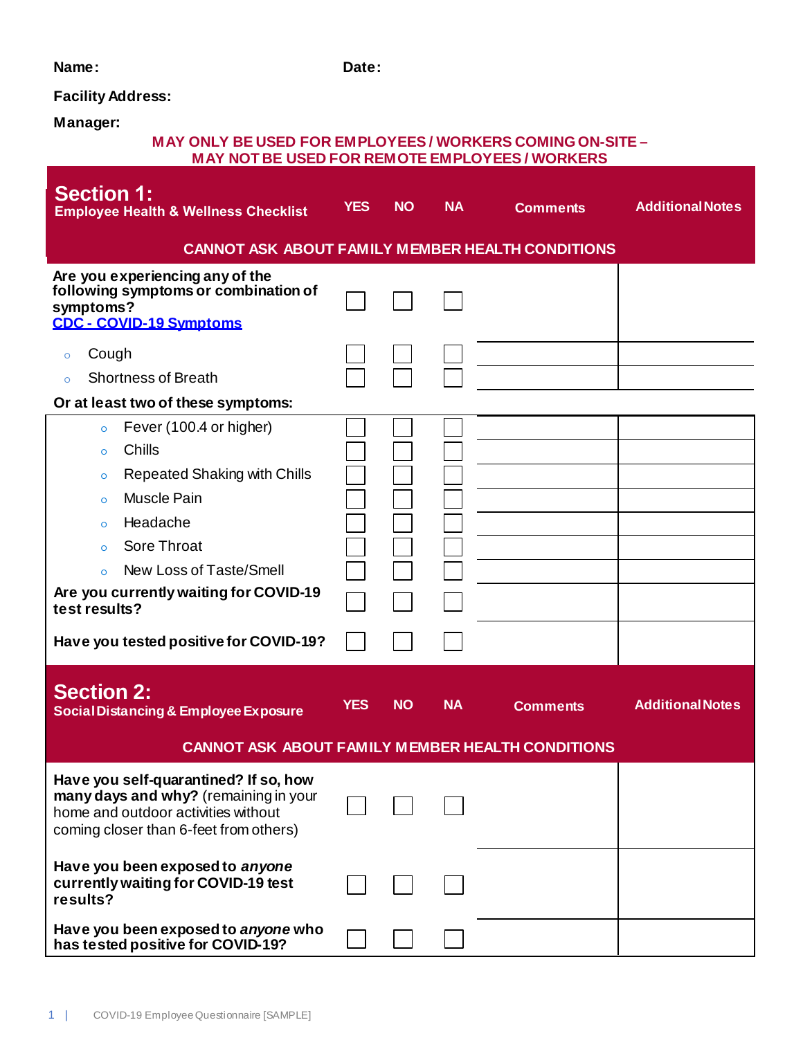**Name:** **Date:**

**Facility Address:**

**Manager:**

**MAY ONLY BE USED FOR EMPLOYEES / WORKERS COMING ON-SITE – MAY NOT BE USED FOR REMOTE EMPLOYEES / WORKERS**

| **Section 1:** Employee Health & Wellness Checklist | YES | NO | NA | Comments | Additional Notes |
|---|---|---|---|---|---|
| **CANNOT ASK ABOUT FAMILY MEMBER HEALTH CONDITIONS** | | | | | |
| **Are you experiencing any of the following symptoms or combination of symptoms?** [CDC - COVID-19 Symptoms] | ☐ | ☐ | ☐ | | |
| ◦ Cough | ☐ | ☐ | ☐ | | |
| ◦ Shortness of Breath | ☐ | ☐ | ☐ | | |
| **Or at least two of these symptoms:** | | | | | |
| ◦ Fever (100.4 or higher) | ☐ | ☐ | ☐ | | |
| ◦ Chills | ☐ | ☐ | ☐ | | |
| ◦ Repeated Shaking with Chills | ☐ | ☐ | ☐ | | |
| ◦ Muscle Pain | ☐ | ☐ | ☐ | | |
| ◦ Headache | ☐ | ☐ | ☐ | | |
| ◦ Sore Throat | ☐ | ☐ | ☐ | | |
| ◦ New Loss of Taste/Smell | ☐ | ☐ | ☐ | | |
| **Are you currently waiting for COVID-19 test results?** | ☐ | ☐ | ☐ | | |
| **Have you tested positive for COVID-19?** | ☐ | ☐ | ☐ | | |

| **Section 2:** Social Distancing & Employee Exposure | YES | NO | NA | Comments | Additional Notes |
|---|---|---|---|---|---|
| **CANNOT ASK ABOUT FAMILY MEMBER HEALTH CONDITIONS** | | | | | |
| **Have you self-quarantined? If so, how many days and why?** (remaining in your home and outdoor activities without coming closer than 6-feet from others) | ☐ | ☐ | ☐ | | |
| **Have you been exposed to *anyone* currently waiting for COVID-19 test results?** | ☐ | ☐ | ☐ | | |
| **Have you been exposed to *anyone* who has tested positive for COVID-19?** | ☐ | ☐ | ☐ | | |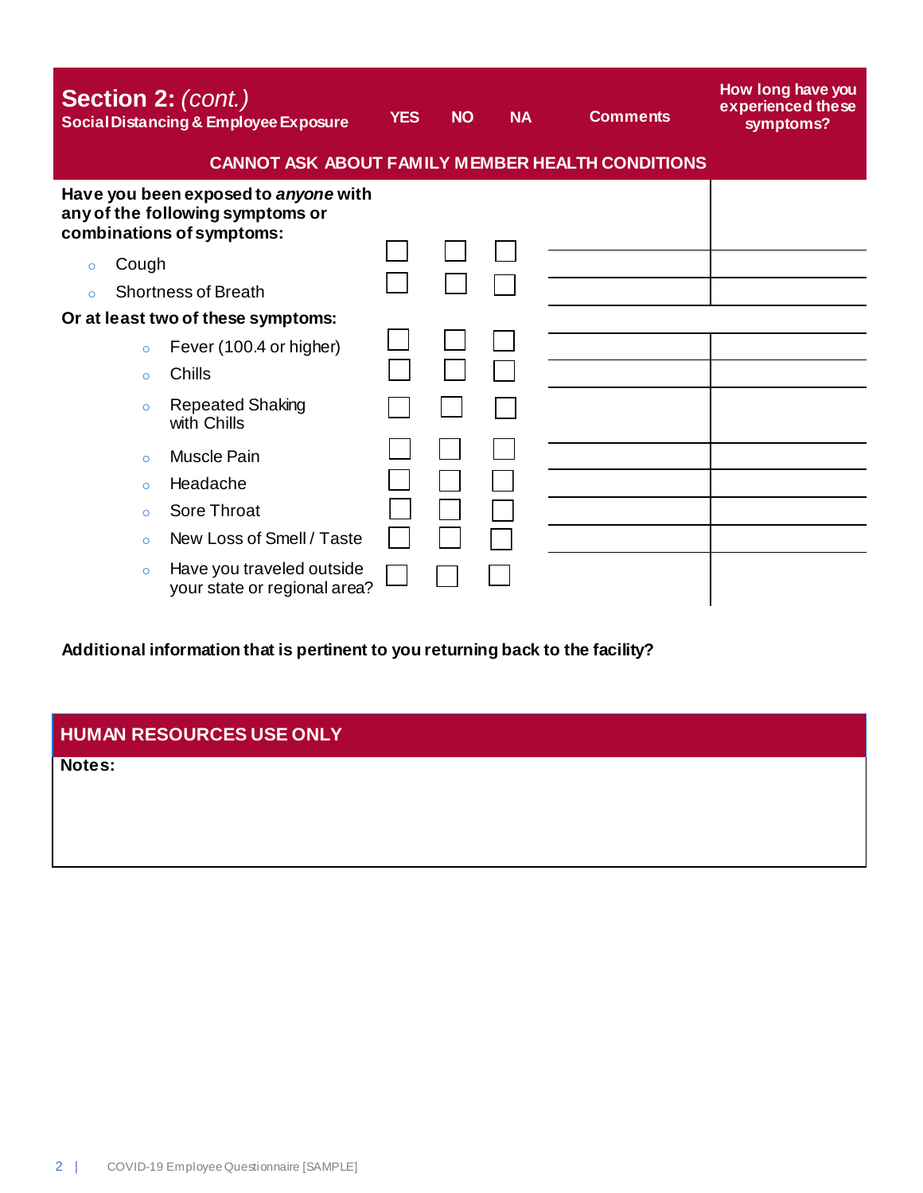| **Section 2:** *(cont.)* **Social Distancing & Employee Exposure** | YES | NO | NA | Comments | How long have you experienced these symptoms? |
|---|---|---|---|---|---|
| **CANNOT ASK ABOUT FAMILY MEMBER HEALTH CONDITIONS** | | | | | |
| **Have you been exposed to *anyone* with any of the following symptoms or combinations of symptoms:** | | | | | |
| ◦ Cough | ☐ | ☐ | ☐ | | |
| ◦ Shortness of Breath | ☐ | ☐ | ☐ | | |
| **Or at least two of these symptoms:** | | | | | |
| ◦ Fever (100.4 or higher) | ☐ | ☐ | ☐ | | |
| ◦ Chills | ☐ | ☐ | ☐ | | |
| ◦ Repeated Shaking with Chills | ☐ | ☐ | ☐ | | |
| ◦ Muscle Pain | ☐ | ☐ | ☐ | | |
| ◦ Headache | ☐ | ☐ | ☐ | | |
| ◦ Sore Throat | ☐ | ☐ | ☐ | | |
| ◦ New Loss of Smell / Taste | ☐ | ☐ | ☐ | | |
| ◦ Have you traveled outside your state or regional area? | ☐ | ☐ | ☐ | | |

**Additional information that is pertinent to you returning back to the facility?**

## HUMAN RESOURCES USE ONLY

**Notes:**